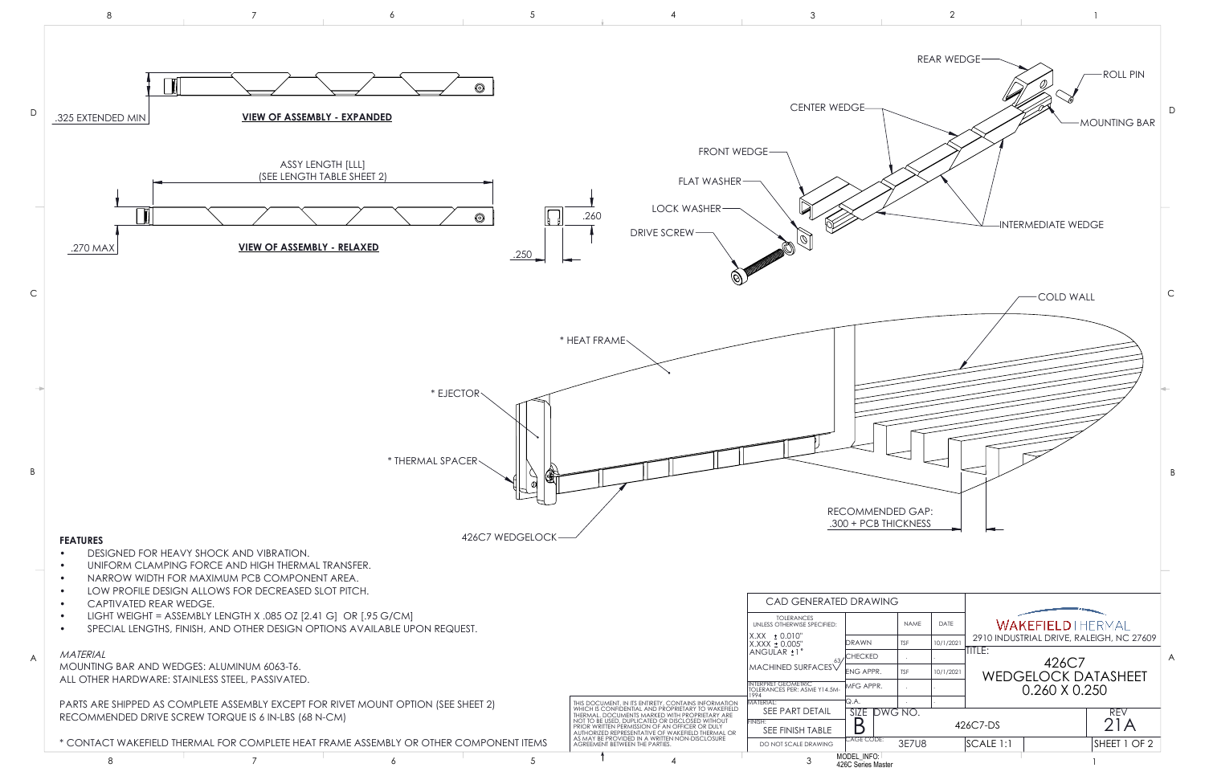**VIEW OF ASSEMBLY - EXPANDED**

.325 EXTENDED MIN

ASSY LENGTH [LLL]
(SEE LENGTH TABLE SHEET 2)

**VIEW OF ASSEMBLY - RELAXED**

.270 MAX

.260

.250

REAR WEDGE
ROLL PIN
CENTER WEDGE
MOUNTING BAR
FRONT WEDGE
FLAT WASHER
LOCK WASHER
DRIVE SCREW
INTERMEDIATE WEDGE
COLD WALL
* HEAT FRAME
* EJECTOR
* THERMAL SPACER
426C7 WEDGELOCK
RECOMMENDED GAP:
.300 + PCB THICKNESS

**FEATURES**

- DESIGNED FOR HEAVY SHOCK AND VIBRATION.
- UNIFORM CLAMPING FORCE AND HIGH THERMAL TRANSFER.
- NARROW WIDTH FOR MAXIMUM PCB COMPONENT AREA.
- LOW PROFILE DESIGN ALLOWS FOR DECREASED SLOT PITCH.
- CAPTIVATED REAR WEDGE.
- LIGHT WEIGHT = ASSEMBLY LENGTH X .085 OZ [2.41 G] OR [.95 G/CM]
- SPECIAL LENGTHS, FINISH, AND OTHER DESIGN OPTIONS AVAILABLE UPON REQUEST.

*MATERIAL*

MOUNTING BAR AND WEDGES: ALUMINUM 6063-T6.
ALL OTHER HARDWARE: STAINLESS STEEL, PASSIVATED.

PARTS ARE SHIPPED AS COMPLETE ASSEMBLY EXCEPT FOR RIVET MOUNT OPTION (SEE SHEET 2)
RECOMMENDED DRIVE SCREW TORQUE IS 6 IN-LBS (68 N-CM)

* CONTACT WAKEFIELD THERMAL FOR COMPLETE HEAT FRAME ASSEMBLY OR OTHER COMPONENT ITEMS

THIS DOCUMENT, IN ITS ENTIRETY, CONTAINS INFORMATION WHICH IS CONFIDENTIAL AND PROPRIETARY TO WAKEFIELD THERMAL. DOCUMENTS MARKED WITH PROPRIETARY ARE NOT TO BE USED, DUPLICATED OR DISCLOSED WITHOUT PRIOR WRITTEN PERMISSION OF AN OFFICER OR DULY AUTHORIZED REPRESENTATIVE OF WAKEFIELD THERMAL OR AS MAY BE PROVIDED IN A WRITTEN NON-DISCLOSURE AGREEMENT BETWEEN THE PARTIES.

| CAD GENERATED DRAWING | | | |
|---|---|---|---|
| TOLERANCES UNLESS OTHERWISE SPECIFIED: | | NAME | DATE |
| X.XX ± 0.010" X.XXX ± 0.005" ANGULAR ±1° | DRAWN | TSF | 10/1/2021 |
| MACHINED SURFACES 63 | CHECKED | . | . |
| | ENG APPR. | TSF | 10/1/2021 |
| INTERPRET GEOMETRIC TOLERANCES PER: ASME Y14.5M-1994 | MFG APPR. | . | . |
| MATERIAL: SEE PART DETAIL | Q.A. | . | . |
| FINISH: SEE FINISH TABLE | | | |
| DO NOT SCALE DRAWING | | | |

WAKEFIELD | THERMAL
2910 INDUSTRIAL DRIVE, RALEIGH, NC 27609

TITLE:
426C7
WEDGELOCK DATASHEET
0.260 X 0.250

| SIZE | DWG NO. | REV |
|---|---|---|
| B | 426C7-DS | 21A |
| CAGE CODE: 3E7U8 | SCALE 1:1 | SHEET 1 OF 2 |

MODEL_INFO: 426C Series Master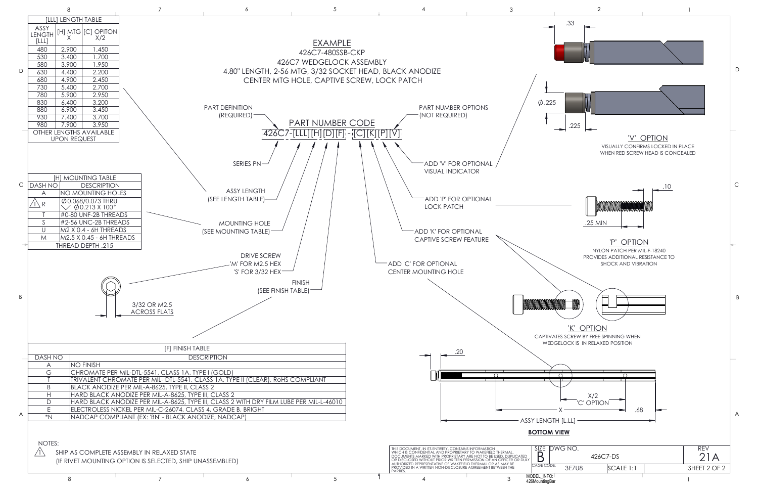| [LLL] LENGTH TABLE | | |
|---|---|---|
| ASSY LENGTH [LLL] | [H] MTG X | [C] OPITON X/2 |
| 480 | 2.900 | 1.450 |
| 530 | 3.400 | 1.700 |
| 580 | 3.900 | 1.950 |
| 630 | 4.400 | 2.200 |
| 680 | 4.900 | 2.450 |
| 730 | 5.400 | 2.700 |
| 780 | 5.900 | 2.950 |
| 830 | 6.400 | 3.200 |
| 880 | 6.900 | 3.450 |
| 930 | 7.400 | 3.700 |
| 980 | 7.900 | 3.950 |
| OTHER LENGTHS AVAILABLE UPON REQUEST | | |

## EXAMPLE

426C7-480SSB-CKP
426C7 WEDGELOCK ASSEMBLY
4.80" LENGTH, 2-56 MTG, 3/32 SOCKET HEAD, BLACK ANODIZE
CENTER MTG HOLE, CAPTIVE SCREW, LOCK PATCH

## PART NUMBER CODE

426C7-[LLL][H][D][F]-[C][K][P][V]

PART DEFINITION (REQUIRED)

PART NUMBER OPTIONS (NOT REQUIRED)

- SERIES PN
- ASSY LENGTH (SEE LENGTH TABLE)
- MOUNTING HOLE (SEE MOUNTING TABLE)
- DRIVE SCREW 'M' FOR M2.5 HEX 'S' FOR 3/32 HEX
- FINISH (SEE FINISH TABLE)
- ADD 'C' FOR OPTIONAL CENTER MOUNTING HOLE
- ADD 'K' FOR OPTIONAL CAPTIVE SCREW FEATURE
- ADD 'P' FOR OPTIONAL LOCK PATCH
- ADD 'V' FOR OPTIONAL VISUAL INDICATOR

| [H] MOUNTING TABLE | |
|---|---|
| DASH NO | DESCRIPTION |
| A | NO MOUNTING HOLES |
| R (note 1) | Ø0.068/0.073 THRU ⌵ Ø0.213 X 100° |
| T | #0-80 UNF-2B THREADS |
| S | #2-56 UNC-2B THREADS |
| U | M2 X 0.4 - 6H THREADS |
| M | M2.5 X 0.45 - 6H THREADS |
| THREAD DEPTH .215 | |

3/32 OR M2.5 ACROSS FLATS

| [F] FINISH TABLE | |
|---|---|
| DASH NO | DESCRIPTION |
| A | NO FINISH |
| G | CHROMATE PER MIL-DTL-5541, CLASS 1A, TYPE I (GOLD) |
| T | TRIVALENT CHROMATE PER MIL- DTL-5541, CLASS 1A, TYPE II (CLEAR), RoHS COMPLIANT |
| B | BLACK ANODIZE PER MIL-A-8625, TYPE II, CLASS 2 |
| H | HARD BLACK ANODIZE PER MIL-A-8625, TYPE III, CLASS 2 |
| D | HARD BLACK ANODIZE PER MIL-A-8625, TYPE III, CLASS 2 WITH DRY FILM LUBE PER MIL-L-46010 |
| E | ELECTROLESS NICKEL PER MIL-C-26074, CLASS 4, GRADE B, BRIGHT |
| *N | NADCAP COMPLIANT (EX: 'BN' - BLACK ANODIZE, NADCAP) |

NOTES:

1. SHIP AS COMPLETE ASSEMBLY IN RELAXED STATE
(IF RIVET MOUNTING OPTION IS SELECTED, SHIP UNASSEMBLED)

.33

Ø.225

.225

### 'V' OPTION

VISUALLY CONFIRMS LOCKED IN PLACE WHEN RED SCREW HEAD IS CONCEALED

.10

.25 MIN

### 'P' OPTION

NYLON PATCH PER MIL-F-18240 PROVIDES ADDITIONAL RESISTANCE TO SHOCK AND VIBRATION

### 'K' OPTION

CAPTIVATES SCREW BY FREE SPINNING WHEN WEDGELOCK IS IN RELAXED POSITION

.20

X/2 'C' OPTION

X

.68

ASSY LENGTH [L.LL]

**BOTTOM VIEW**

THIS DOCUMENT, IN ITS ENTIRETY, CONTAINS INFORMATION WHICH IS CONFIDENTIAL AND PROPRIETARY TO WAKEFIELD THERMAL. DOCUMENTS MARKED WITH PROPRIETARY ARE NOT TO BE USED, DUPLICATED OR DISCLOSED WITHOUT PRIOR WRITTEN PERMISSION OF AN OFFICER OR DULY AUTHORIZED REPRESENTATIVE OF WAKEFIELD THERMAL OR AS MAY BE PROVIDED IN A WRITTEN NON-DISCLOSURE AGREEMENT BETWEEN THE PARTIES.

| SIZE | DWG NO. | | REV |
|---|---|---|---|
| B | 426C7-DS | | 21A |
| CAGE CODE: 3E7U8 | SCALE 1:1 | | SHEET 2 OF 2 |

MODEL_INFO: 426MountingBar